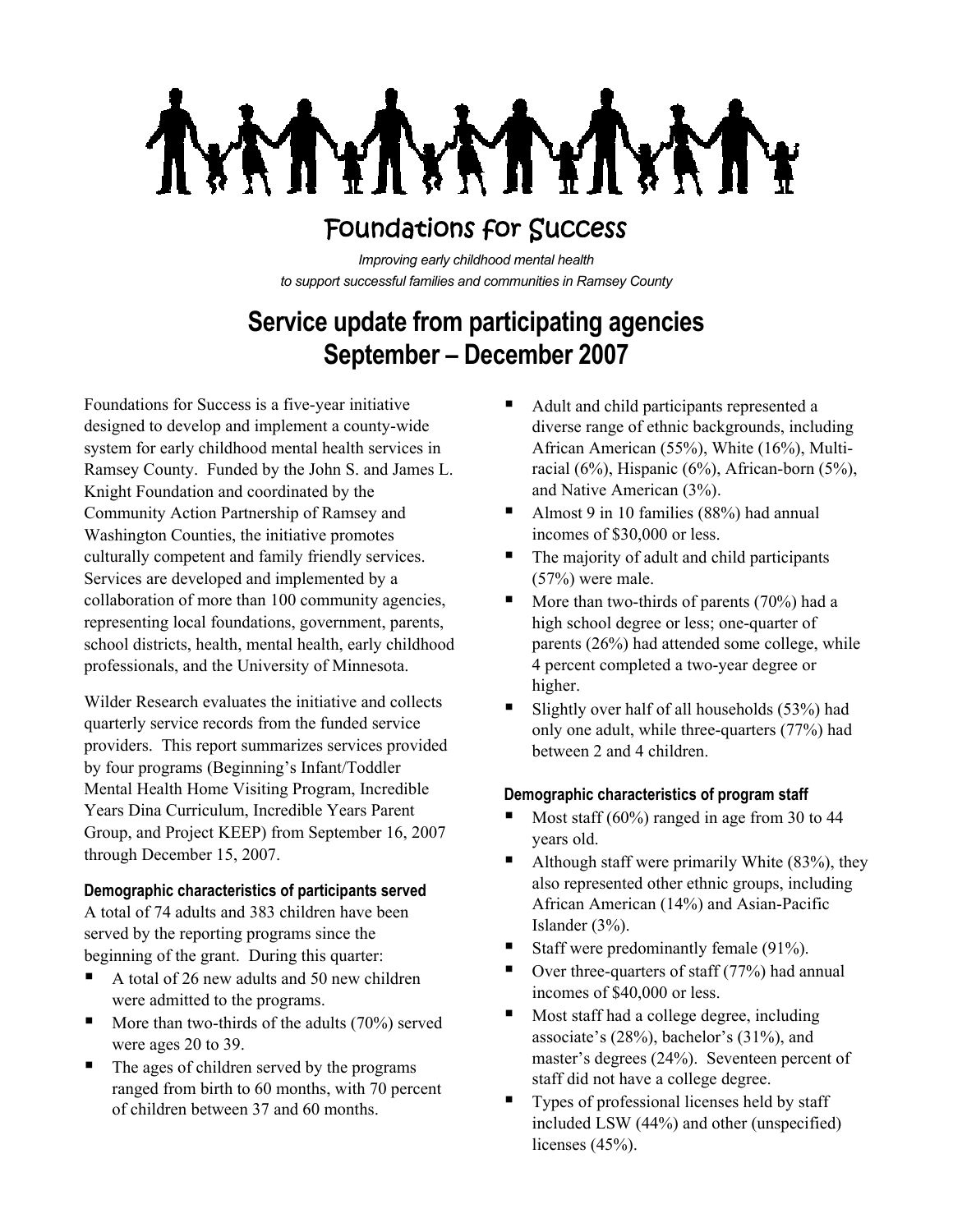# Foundations for Success

*Improving early childhood mental health*
*to support successful families and communities in Ramsey County*

## Service update from participating agencies
## September – December 2007

Foundations for Success is a five-year initiative designed to develop and implement a county-wide system for early childhood mental health services in Ramsey County. Funded by the John S. and James L. Knight Foundation and coordinated by the Community Action Partnership of Ramsey and Washington Counties, the initiative promotes culturally competent and family friendly services. Services are developed and implemented by a collaboration of more than 100 community agencies, representing local foundations, government, parents, school districts, health, mental health, early childhood professionals, and the University of Minnesota.

Wilder Research evaluates the initiative and collects quarterly service records from the funded service providers. This report summarizes services provided by four programs (Beginning's Infant/Toddler Mental Health Home Visiting Program, Incredible Years Dina Curriculum, Incredible Years Parent Group, and Project KEEP) from September 16, 2007 through December 15, 2007.

### Demographic characteristics of participants served

A total of 74 adults and 383 children have been served by the reporting programs since the beginning of the grant. During this quarter:

- A total of 26 new adults and 50 new children were admitted to the programs.
- More than two-thirds of the adults (70%) served were ages 20 to 39.
- The ages of children served by the programs ranged from birth to 60 months, with 70 percent of children between 37 and 60 months.
- Adult and child participants represented a diverse range of ethnic backgrounds, including African American (55%), White (16%), Multi-racial (6%), Hispanic (6%), African-born (5%), and Native American (3%).
- Almost 9 in 10 families (88%) had annual incomes of $30,000 or less.
- The majority of adult and child participants (57%) were male.
- More than two-thirds of parents (70%) had a high school degree or less; one-quarter of parents (26%) had attended some college, while 4 percent completed a two-year degree or higher.
- Slightly over half of all households (53%) had only one adult, while three-quarters (77%) had between 2 and 4 children.

### Demographic characteristics of program staff

- Most staff (60%) ranged in age from 30 to 44 years old.
- Although staff were primarily White (83%), they also represented other ethnic groups, including African American (14%) and Asian-Pacific Islander (3%).
- Staff were predominantly female (91%).
- Over three-quarters of staff (77%) had annual incomes of $40,000 or less.
- Most staff had a college degree, including associate's (28%), bachelor's (31%), and master's degrees (24%). Seventeen percent of staff did not have a college degree.
- Types of professional licenses held by staff included LSW (44%) and other (unspecified) licenses (45%).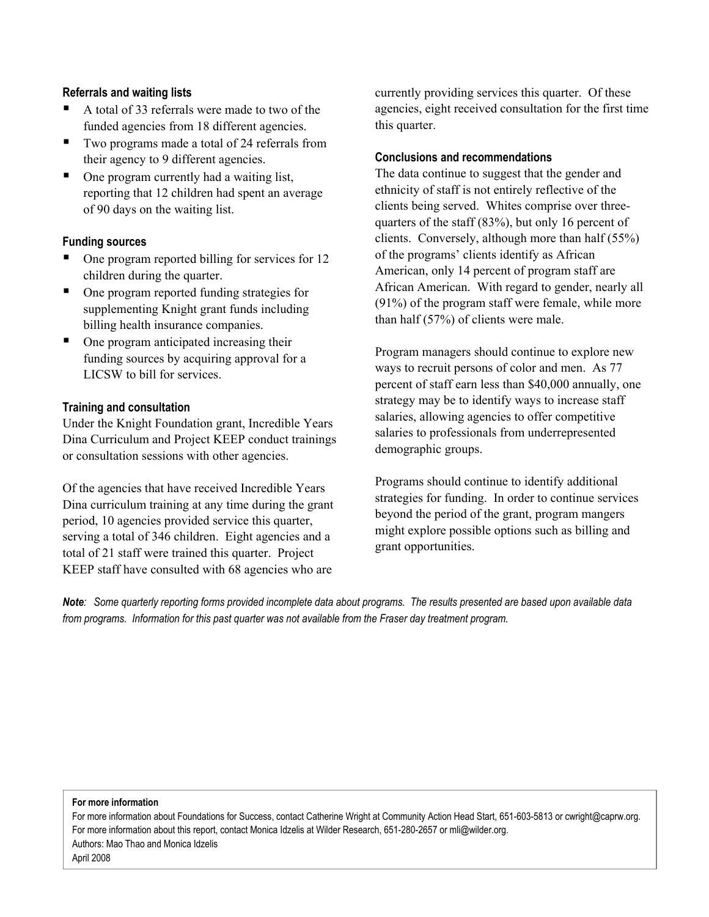### Referrals and waiting lists

- A total of 33 referrals were made to two of the funded agencies from 18 different agencies.
- Two programs made a total of 24 referrals from their agency to 9 different agencies.
- One program currently had a waiting list, reporting that 12 children had spent an average of 90 days on the waiting list.

### Funding sources

- One program reported billing for services for 12 children during the quarter.
- One program reported funding strategies for supplementing Knight grant funds including billing health insurance companies.
- One program anticipated increasing their funding sources by acquiring approval for a LICSW to bill for services.

### Training and consultation

Under the Knight Foundation grant, Incredible Years Dina Curriculum and Project KEEP conduct trainings or consultation sessions with other agencies.

Of the agencies that have received Incredible Years Dina curriculum training at any time during the grant period, 10 agencies provided service this quarter, serving a total of 346 children. Eight agencies and a total of 21 staff were trained this quarter. Project KEEP staff have consulted with 68 agencies who are currently providing services this quarter. Of these agencies, eight received consultation for the first time this quarter.

### Conclusions and recommendations

The data continue to suggest that the gender and ethnicity of staff is not entirely reflective of the clients being served. Whites comprise over three-quarters of the staff (83%), but only 16 percent of clients. Conversely, although more than half (55%) of the programs' clients identify as African American, only 14 percent of program staff are African American. With regard to gender, nearly all (91%) of the program staff were female, while more than half (57%) of clients were male.

Program managers should continue to explore new ways to recruit persons of color and men. As 77 percent of staff earn less than $40,000 annually, one strategy may be to identify ways to increase staff salaries, allowing agencies to offer competitive salaries to professionals from underrepresented demographic groups.

Programs should continue to identify additional strategies for funding. In order to continue services beyond the period of the grant, program mangers might explore possible options such as billing and grant opportunities.

***Note**: Some quarterly reporting forms provided incomplete data about programs. The results presented are based upon available data from programs. Information for this past quarter was not available from the Fraser day treatment program.*

**For more information**

For more information about Foundations for Success, contact Catherine Wright at Community Action Head Start, 651-603-5813 or cwright@caprw.org.
For more information about this report, contact Monica Idzelis at Wilder Research, 651-280-2657 or mli@wilder.org.
Authors: Mao Thao and Monica Idzelis
April 2008